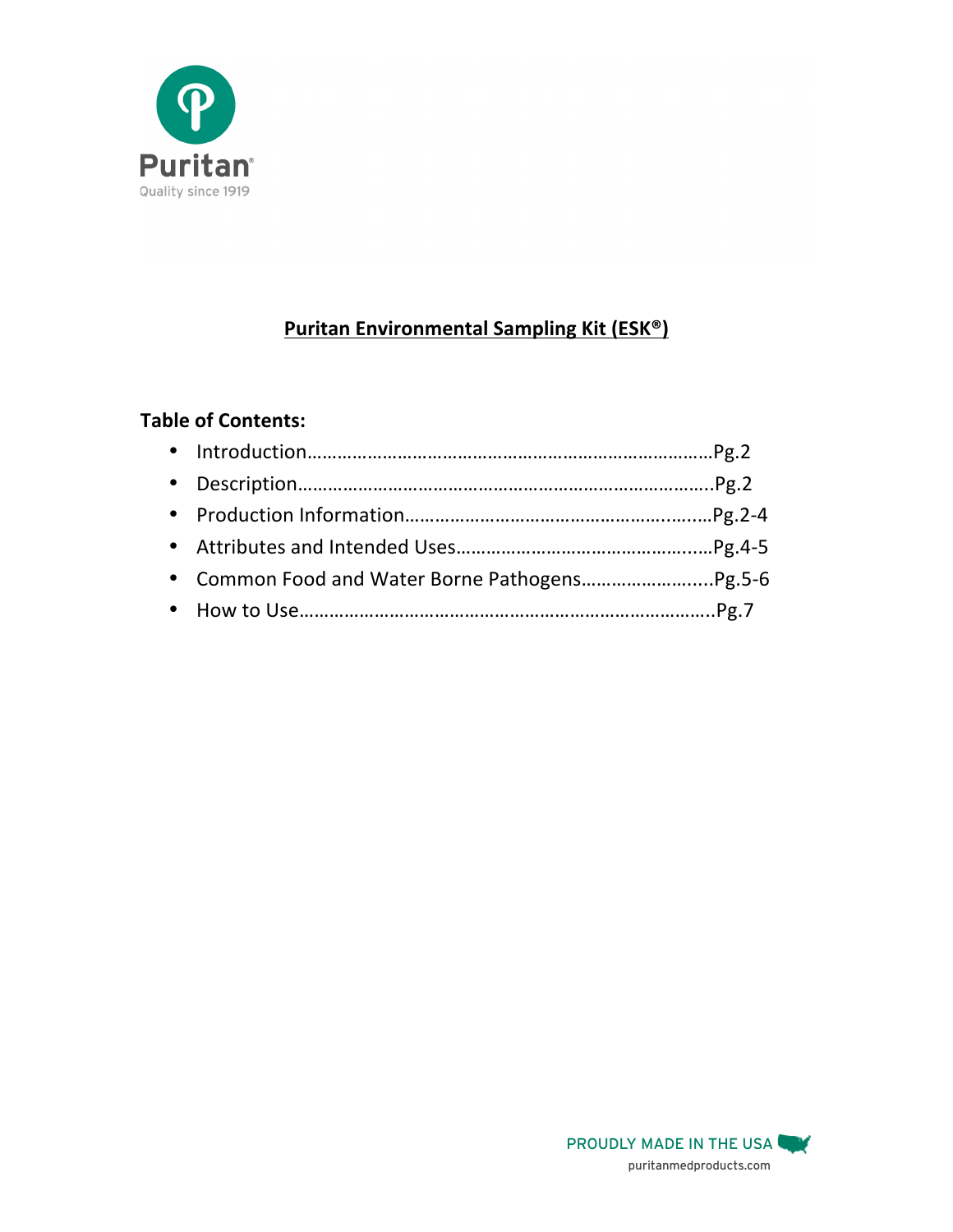Puritan

Quality since 1919

# Puritan Environmental Sampling Kit (ESK®)

**Table of Contents:**

- Introduction……………………………………………………………………Pg.2
- Description……………………………………………………………………..Pg.2
- Production Information………………………………………………….….Pg.2-4
- Attributes and Intended Uses…………………………………………..…Pg.4-5
- Common Food and Water Borne Pathogens…………………….....Pg.5-6
- How to Use……………………………………………………………………..Pg.7

PROUDLY MADE IN THE USA

puritanmedproducts.com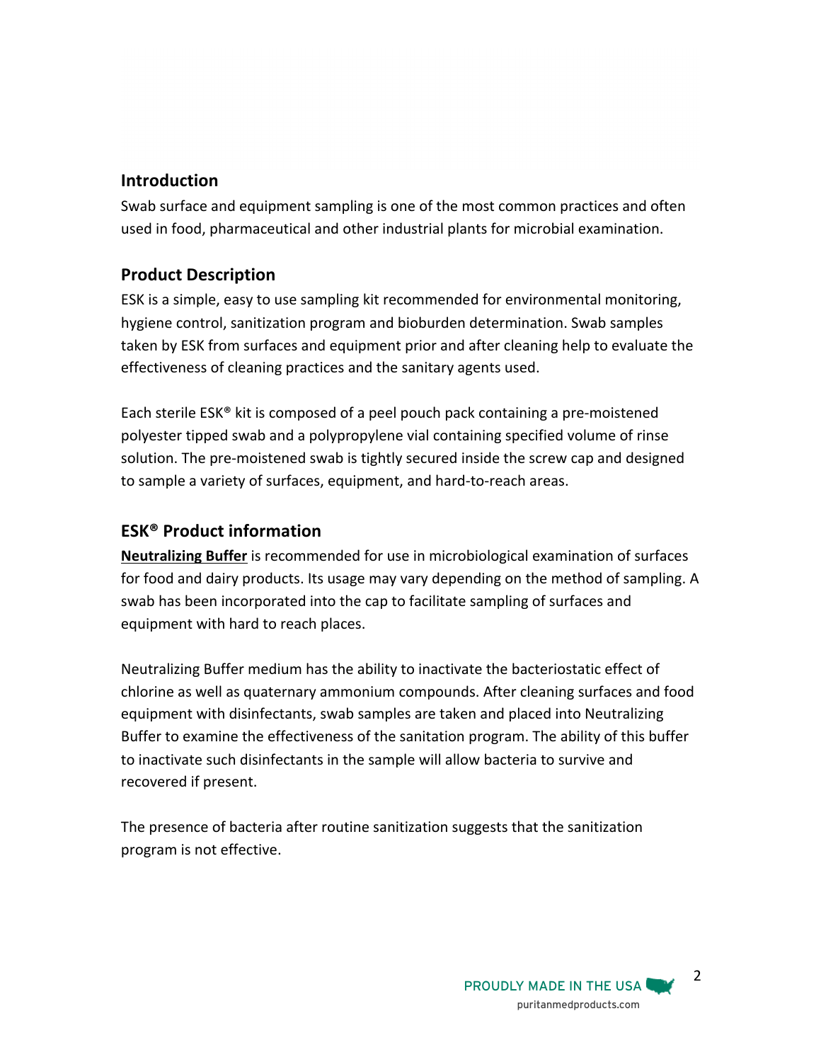## Introduction

Swab surface and equipment sampling is one of the most common practices and often used in food, pharmaceutical and other industrial plants for microbial examination.

## Product Description

ESK is a simple, easy to use sampling kit recommended for environmental monitoring, hygiene control, sanitization program and bioburden determination. Swab samples taken by ESK from surfaces and equipment prior and after cleaning help to evaluate the effectiveness of cleaning practices and the sanitary agents used.

Each sterile ESK® kit is composed of a peel pouch pack containing a pre-moistened polyester tipped swab and a polypropylene vial containing specified volume of rinse solution. The pre-moistened swab is tightly secured inside the screw cap and designed to sample a variety of surfaces, equipment, and hard-to-reach areas.

## ESK® Product information

**Neutralizing Buffer** is recommended for use in microbiological examination of surfaces for food and dairy products. Its usage may vary depending on the method of sampling. A swab has been incorporated into the cap to facilitate sampling of surfaces and equipment with hard to reach places.

Neutralizing Buffer medium has the ability to inactivate the bacteriostatic effect of chlorine as well as quaternary ammonium compounds. After cleaning surfaces and food equipment with disinfectants, swab samples are taken and placed into Neutralizing Buffer to examine the effectiveness of the sanitation program. The ability of this buffer to inactivate such disinfectants in the sample will allow bacteria to survive and recovered if present.

The presence of bacteria after routine sanitization suggests that the sanitization program is not effective.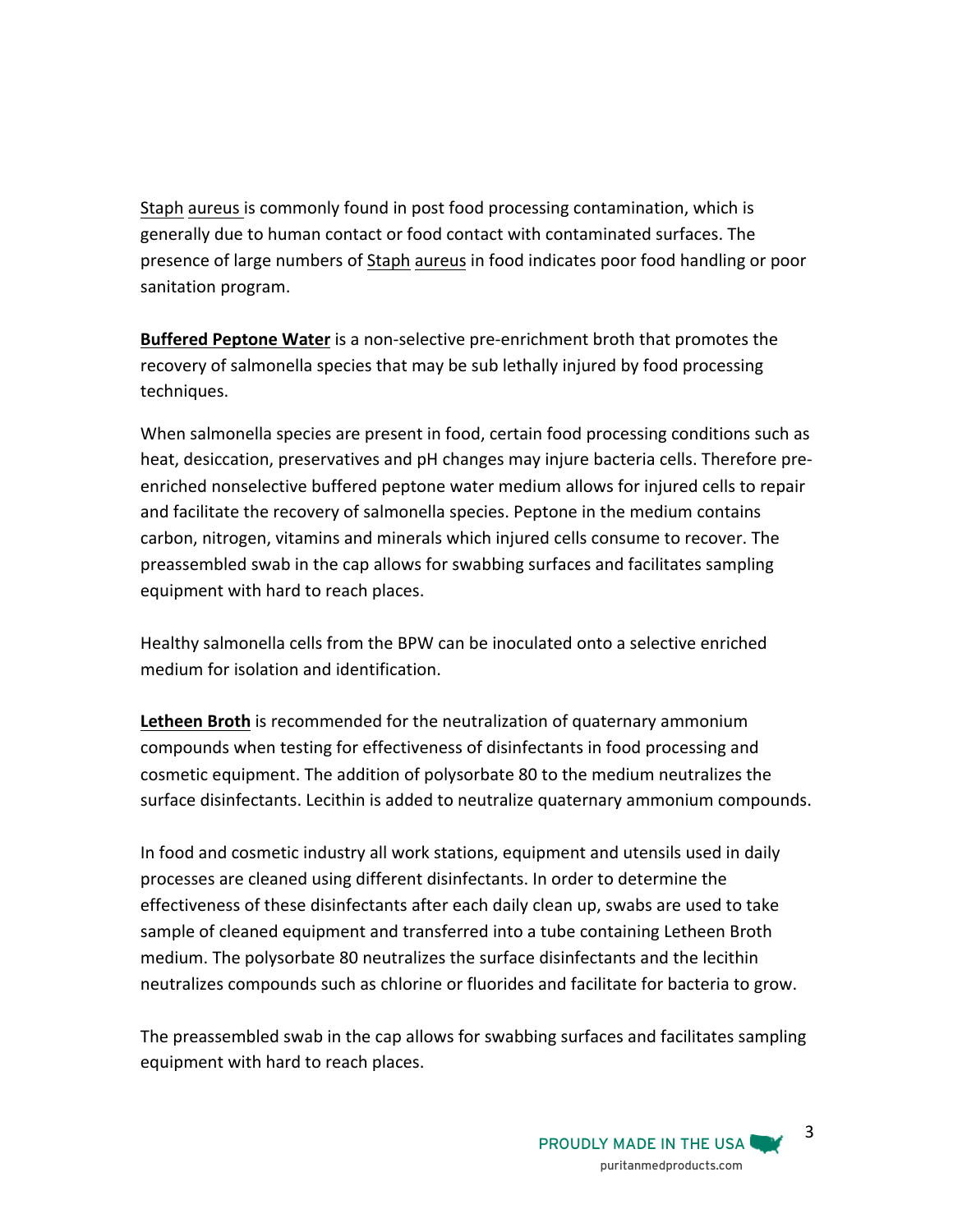Staph aureus is commonly found in post food processing contamination, which is generally due to human contact or food contact with contaminated surfaces. The presence of large numbers of Staph aureus in food indicates poor food handling or poor sanitation program.

**Buffered Peptone Water** is a non-selective pre-enrichment broth that promotes the recovery of salmonella species that may be sub lethally injured by food processing techniques.

When salmonella species are present in food, certain food processing conditions such as heat, desiccation, preservatives and pH changes may injure bacteria cells. Therefore pre-enriched nonselective buffered peptone water medium allows for injured cells to repair and facilitate the recovery of salmonella species. Peptone in the medium contains carbon, nitrogen, vitamins and minerals which injured cells consume to recover. The preassembled swab in the cap allows for swabbing surfaces and facilitates sampling equipment with hard to reach places.

Healthy salmonella cells from the BPW can be inoculated onto a selective enriched medium for isolation and identification.

**Letheen Broth** is recommended for the neutralization of quaternary ammonium compounds when testing for effectiveness of disinfectants in food processing and cosmetic equipment. The addition of polysorbate 80 to the medium neutralizes the surface disinfectants. Lecithin is added to neutralize quaternary ammonium compounds.

In food and cosmetic industry all work stations, equipment and utensils used in daily processes are cleaned using different disinfectants. In order to determine the effectiveness of these disinfectants after each daily clean up, swabs are used to take sample of cleaned equipment and transferred into a tube containing Letheen Broth medium. The polysorbate 80 neutralizes the surface disinfectants and the lecithin neutralizes compounds such as chlorine or fluorides and facilitate for bacteria to grow.

The preassembled swab in the cap allows for swabbing surfaces and facilitates sampling equipment with hard to reach places.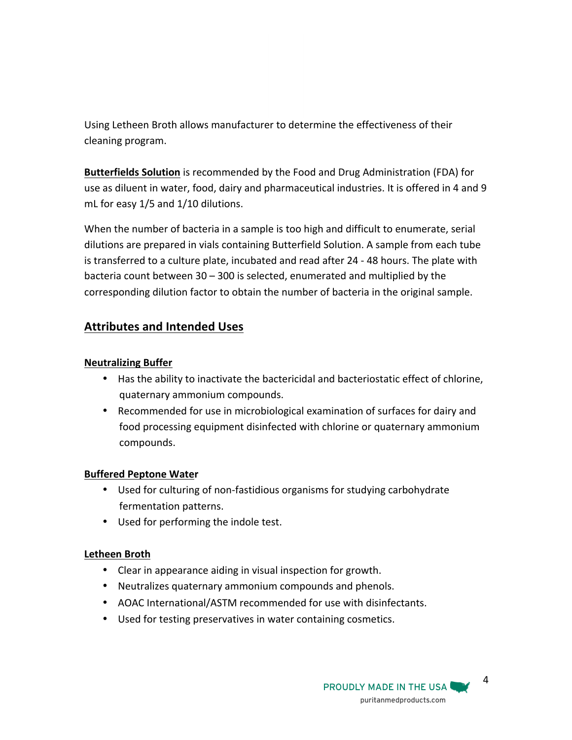Using Letheen Broth allows manufacturer to determine the effectiveness of their cleaning program.

**Butterfields Solution** is recommended by the Food and Drug Administration (FDA) for use as diluent in water, food, dairy and pharmaceutical industries. It is offered in 4 and 9 mL for easy 1/5 and 1/10 dilutions.

When the number of bacteria in a sample is too high and difficult to enumerate, serial dilutions are prepared in vials containing Butterfield Solution. A sample from each tube is transferred to a culture plate, incubated and read after 24 - 48 hours. The plate with bacteria count between 30 – 300 is selected, enumerated and multiplied by the corresponding dilution factor to obtain the number of bacteria in the original sample.

## Attributes and Intended Uses

**Neutralizing Buffer**

- Has the ability to inactivate the bactericidal and bacteriostatic effect of chlorine, quaternary ammonium compounds.
- Recommended for use in microbiological examination of surfaces for dairy and food processing equipment disinfected with chlorine or quaternary ammonium compounds.

**Buffered Peptone Water**

- Used for culturing of non-fastidious organisms for studying carbohydrate fermentation patterns.
- Used for performing the indole test.

**Letheen Broth**

- Clear in appearance aiding in visual inspection for growth.
- Neutralizes quaternary ammonium compounds and phenols.
- AOAC International/ASTM recommended for use with disinfectants.
- Used for testing preservatives in water containing cosmetics.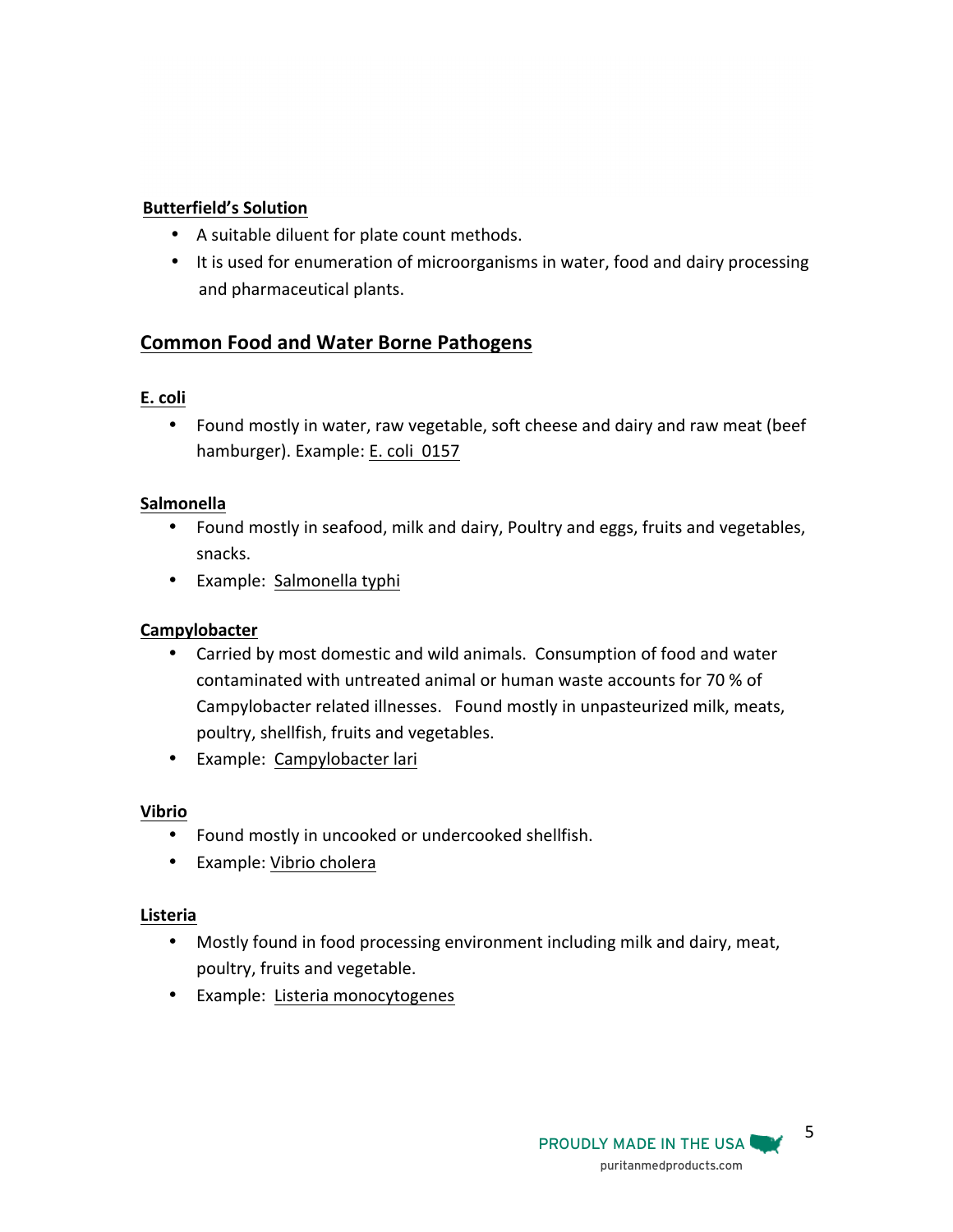**Butterfield's Solution**

- A suitable diluent for plate count methods.
- It is used for enumeration of microorganisms in water, food and dairy processing and pharmaceutical plants.

## Common Food and Water Borne Pathogens

**E. coli**

- Found mostly in water, raw vegetable, soft cheese and dairy and raw meat (beef hamburger). Example: E. coli 0157

**Salmonella**

- Found mostly in seafood, milk and dairy, Poultry and eggs, fruits and vegetables, snacks.
- Example: Salmonella typhi

**Campylobacter**

- Carried by most domestic and wild animals. Consumption of food and water contaminated with untreated animal or human waste accounts for 70 % of Campylobacter related illnesses. Found mostly in unpasteurized milk, meats, poultry, shellfish, fruits and vegetables.
- Example: Campylobacter lari

**Vibrio**

- Found mostly in uncooked or undercooked shellfish.
- Example: Vibrio cholera

**Listeria**

- Mostly found in food processing environment including milk and dairy, meat, poultry, fruits and vegetable.
- Example: Listeria monocytogenes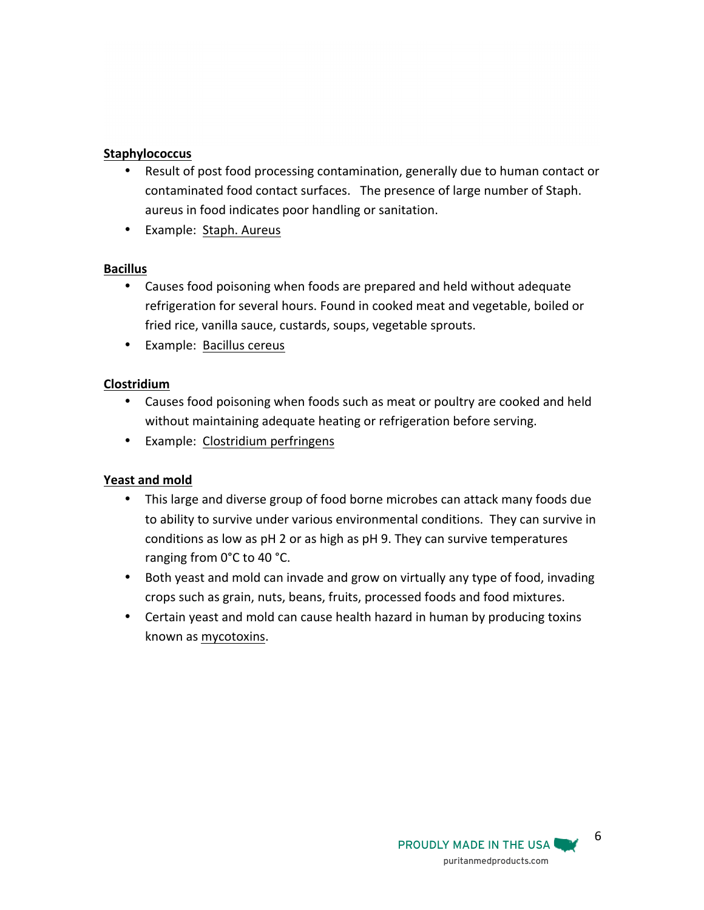**Staphylococcus**

- Result of post food processing contamination, generally due to human contact or contaminated food contact surfaces.  The presence of large number of Staph. aureus in food indicates poor handling or sanitation.
- Example: Staph. Aureus

**Bacillus**

- Causes food poisoning when foods are prepared and held without adequate refrigeration for several hours. Found in cooked meat and vegetable, boiled or fried rice, vanilla sauce, custards, soups, vegetable sprouts.
- Example: Bacillus cereus

**Clostridium**

- Causes food poisoning when foods such as meat or poultry are cooked and held without maintaining adequate heating or refrigeration before serving.
- Example: Clostridium perfringens

**Yeast and mold**

- This large and diverse group of food borne microbes can attack many foods due to ability to survive under various environmental conditions. They can survive in conditions as low as pH 2 or as high as pH 9. They can survive temperatures ranging from 0°C to 40 °C.
- Both yeast and mold can invade and grow on virtually any type of food, invading crops such as grain, nuts, beans, fruits, processed foods and food mixtures.
- Certain yeast and mold can cause health hazard in human by producing toxins known as mycotoxins.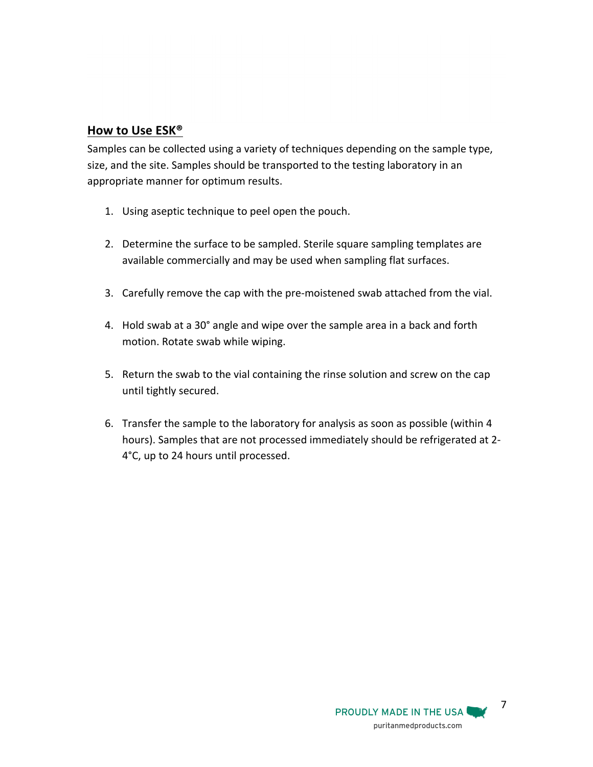## How to Use ESK®

Samples can be collected using a variety of techniques depending on the sample type, size, and the site. Samples should be transported to the testing laboratory in an appropriate manner for optimum results.

1. Using aseptic technique to peel open the pouch.
2. Determine the surface to be sampled. Sterile square sampling templates are available commercially and may be used when sampling flat surfaces.
3. Carefully remove the cap with the pre-moistened swab attached from the vial.
4. Hold swab at a 30° angle and wipe over the sample area in a back and forth motion. Rotate swab while wiping.
5. Return the swab to the vial containing the rinse solution and screw on the cap until tightly secured.
6. Transfer the sample to the laboratory for analysis as soon as possible (within 4 hours). Samples that are not processed immediately should be refrigerated at 2-4°C, up to 24 hours until processed.